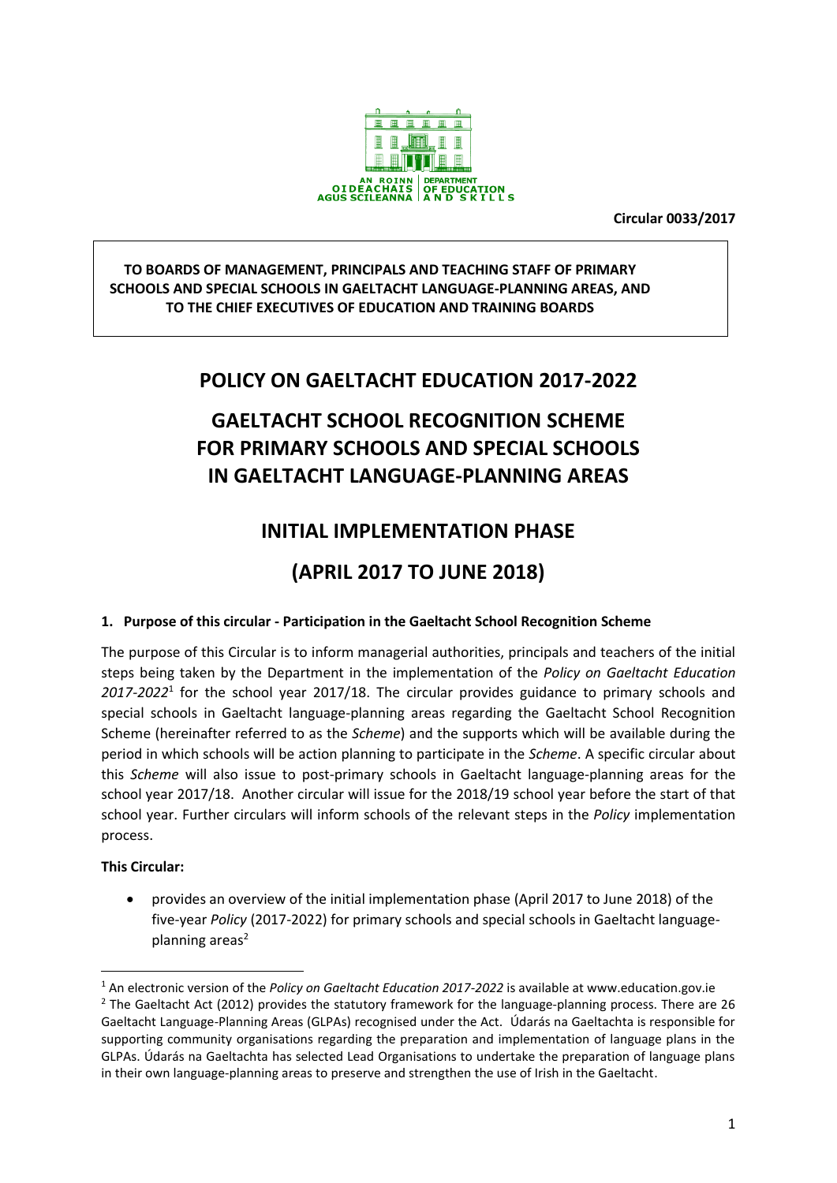AN ROINN OIDEACHAIS AGUS SCILEANNA | DEPARTMENT OF EDUCATION AND SKILLS

**Circular 0033/2017**

**TO BOARDS OF MANAGEMENT, PRINCIPALS AND TEACHING STAFF OF PRIMARY SCHOOLS AND SPECIAL SCHOOLS IN GAELTACHT LANGUAGE-PLANNING AREAS, AND TO THE CHIEF EXECUTIVES OF EDUCATION AND TRAINING BOARDS**

# POLICY ON GAELTACHT EDUCATION 2017-2022

# GAELTACHT SCHOOL RECOGNITION SCHEME FOR PRIMARY SCHOOLS AND SPECIAL SCHOOLS IN GAELTACHT LANGUAGE-PLANNING AREAS

# INITIAL IMPLEMENTATION PHASE

# (APRIL 2017 TO JUNE 2018)

### 1. Purpose of this circular - Participation in the Gaeltacht School Recognition Scheme

The purpose of this Circular is to inform managerial authorities, principals and teachers of the initial steps being taken by the Department in the implementation of the *Policy on Gaeltacht Education 2017-2022*[1] for the school year 2017/18. The circular provides guidance to primary schools and special schools in Gaeltacht language-planning areas regarding the Gaeltacht School Recognition Scheme (hereinafter referred to as the *Scheme*) and the supports which will be available during the period in which schools will be action planning to participate in the *Scheme*. A specific circular about this *Scheme* will also issue to post-primary schools in Gaeltacht language-planning areas for the school year 2017/18. Another circular will issue for the 2018/19 school year before the start of that school year. Further circulars will inform schools of the relevant steps in the *Policy* implementation process.

**This Circular:**

- provides an overview of the initial implementation phase (April 2017 to June 2018) of the five-year *Policy* (2017-2022) for primary schools and special schools in Gaeltacht language-planning areas[2]

---

[1] An electronic version of the *Policy on Gaeltacht Education 2017-2022* is available at www.education.gov.ie

[2] The Gaeltacht Act (2012) provides the statutory framework for the language-planning process. There are 26 Gaeltacht Language-Planning Areas (GLPAs) recognised under the Act. Údarás na Gaeltachta is responsible for supporting community organisations regarding the preparation and implementation of language plans in the GLPAs. Údarás na Gaeltachta has selected Lead Organisations to undertake the preparation of language plans in their own language-planning areas to preserve and strengthen the use of Irish in the Gaeltacht.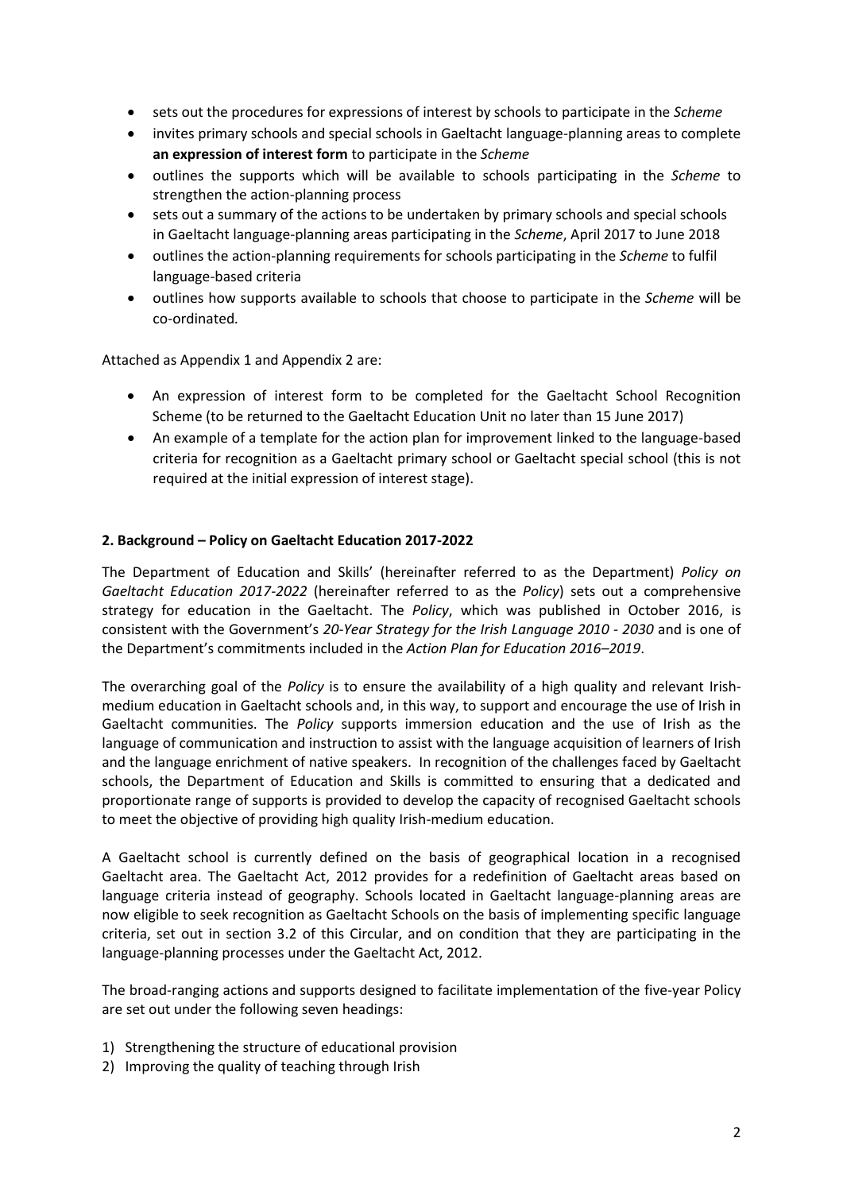- sets out the procedures for expressions of interest by schools to participate in the *Scheme*
- invites primary schools and special schools in Gaeltacht language-planning areas to complete **an expression of interest form** to participate in the *Scheme*
- outlines the supports which will be available to schools participating in the *Scheme* to strengthen the action-planning process
- sets out a summary of the actions to be undertaken by primary schools and special schools in Gaeltacht language-planning areas participating in the *Scheme*, April 2017 to June 2018
- outlines the action-planning requirements for schools participating in the *Scheme* to fulfil language-based criteria
- outlines how supports available to schools that choose to participate in the *Scheme* will be co-ordinated.

Attached as Appendix 1 and Appendix 2 are:

- An expression of interest form to be completed for the Gaeltacht School Recognition Scheme (to be returned to the Gaeltacht Education Unit no later than 15 June 2017)
- An example of a template for the action plan for improvement linked to the language-based criteria for recognition as a Gaeltacht primary school or Gaeltacht special school (this is not required at the initial expression of interest stage).

## 2. Background – Policy on Gaeltacht Education 2017-2022

The Department of Education and Skills' (hereinafter referred to as the Department) *Policy on Gaeltacht Education 2017-2022* (hereinafter referred to as the *Policy*) sets out a comprehensive strategy for education in the Gaeltacht. The *Policy*, which was published in October 2016, is consistent with the Government's *20-Year Strategy for the Irish Language 2010 - 2030* and is one of the Department's commitments included in the *Action Plan for Education 2016–2019*.

The overarching goal of the *Policy* is to ensure the availability of a high quality and relevant Irish-medium education in Gaeltacht schools and, in this way, to support and encourage the use of Irish in Gaeltacht communities. The *Policy* supports immersion education and the use of Irish as the language of communication and instruction to assist with the language acquisition of learners of Irish and the language enrichment of native speakers. In recognition of the challenges faced by Gaeltacht schools, the Department of Education and Skills is committed to ensuring that a dedicated and proportionate range of supports is provided to develop the capacity of recognised Gaeltacht schools to meet the objective of providing high quality Irish-medium education.

A Gaeltacht school is currently defined on the basis of geographical location in a recognised Gaeltacht area. The Gaeltacht Act, 2012 provides for a redefinition of Gaeltacht areas based on language criteria instead of geography. Schools located in Gaeltacht language-planning areas are now eligible to seek recognition as Gaeltacht Schools on the basis of implementing specific language criteria, set out in section 3.2 of this Circular, and on condition that they are participating in the language-planning processes under the Gaeltacht Act, 2012.

The broad-ranging actions and supports designed to facilitate implementation of the five-year Policy are set out under the following seven headings:

1) Strengthening the structure of educational provision
2) Improving the quality of teaching through Irish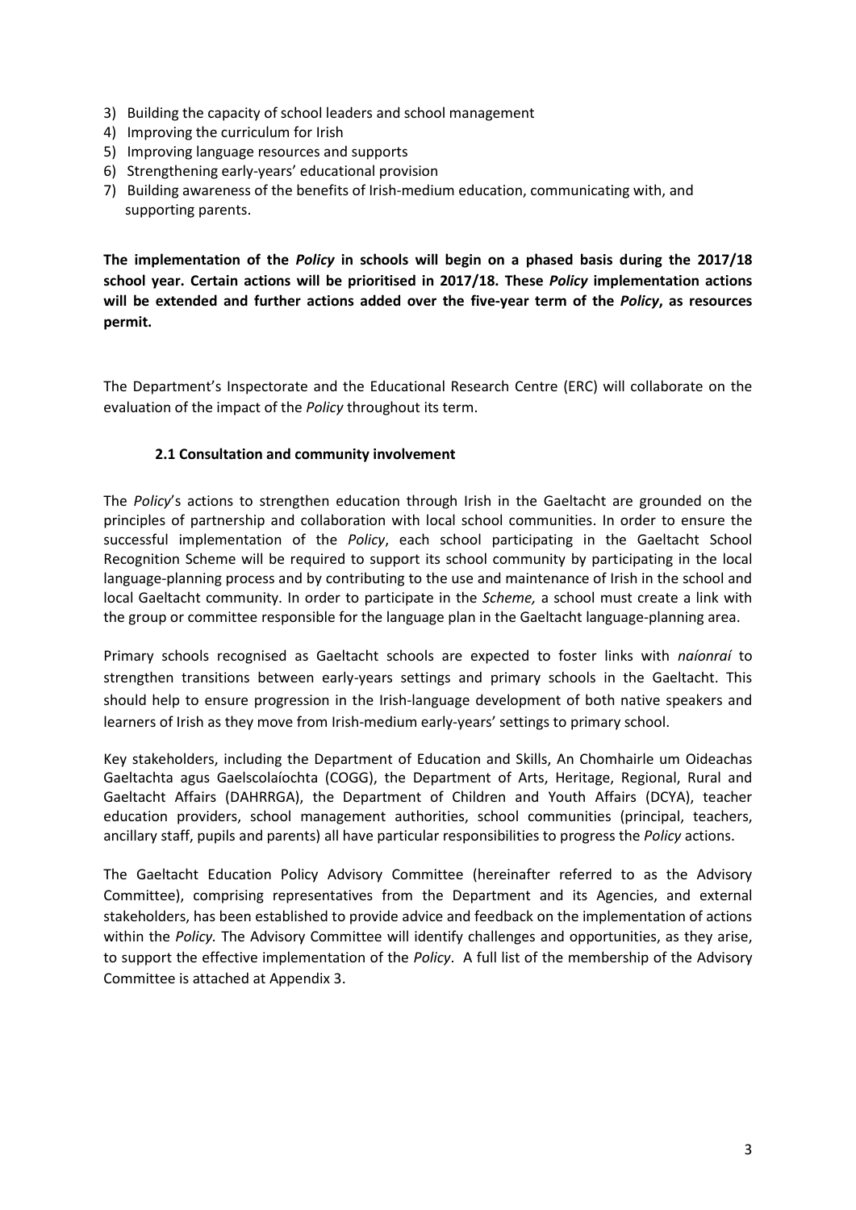3) Building the capacity of school leaders and school management
4) Improving the curriculum for Irish
5) Improving language resources and supports
6) Strengthening early-years' educational provision
7) Building awareness of the benefits of Irish-medium education, communicating with, and supporting parents.

**The implementation of the *Policy* in schools will begin on a phased basis during the 2017/18 school year. Certain actions will be prioritised in 2017/18. These *Policy* implementation actions will be extended and further actions added over the five-year term of the *Policy*, as resources permit.**

The Department's Inspectorate and the Educational Research Centre (ERC) will collaborate on the evaluation of the impact of the *Policy* throughout its term.

### 2.1 Consultation and community involvement

The *Policy*'s actions to strengthen education through Irish in the Gaeltacht are grounded on the principles of partnership and collaboration with local school communities. In order to ensure the successful implementation of the *Policy*, each school participating in the Gaeltacht School Recognition Scheme will be required to support its school community by participating in the local language-planning process and by contributing to the use and maintenance of Irish in the school and local Gaeltacht community. In order to participate in the *Scheme,* a school must create a link with the group or committee responsible for the language plan in the Gaeltacht language-planning area.

Primary schools recognised as Gaeltacht schools are expected to foster links with *naíonraí* to strengthen transitions between early-years settings and primary schools in the Gaeltacht. This should help to ensure progression in the Irish-language development of both native speakers and learners of Irish as they move from Irish-medium early-years' settings to primary school.

Key stakeholders, including the Department of Education and Skills, An Chomhairle um Oideachas Gaeltachta agus Gaelscolaíochta (COGG), the Department of Arts, Heritage, Regional, Rural and Gaeltacht Affairs (DAHRRGA), the Department of Children and Youth Affairs (DCYA), teacher education providers, school management authorities, school communities (principal, teachers, ancillary staff, pupils and parents) all have particular responsibilities to progress the *Policy* actions.

The Gaeltacht Education Policy Advisory Committee (hereinafter referred to as the Advisory Committee), comprising representatives from the Department and its Agencies, and external stakeholders, has been established to provide advice and feedback on the implementation of actions within the *Policy.* The Advisory Committee will identify challenges and opportunities, as they arise, to support the effective implementation of the *Policy*. A full list of the membership of the Advisory Committee is attached at Appendix 3.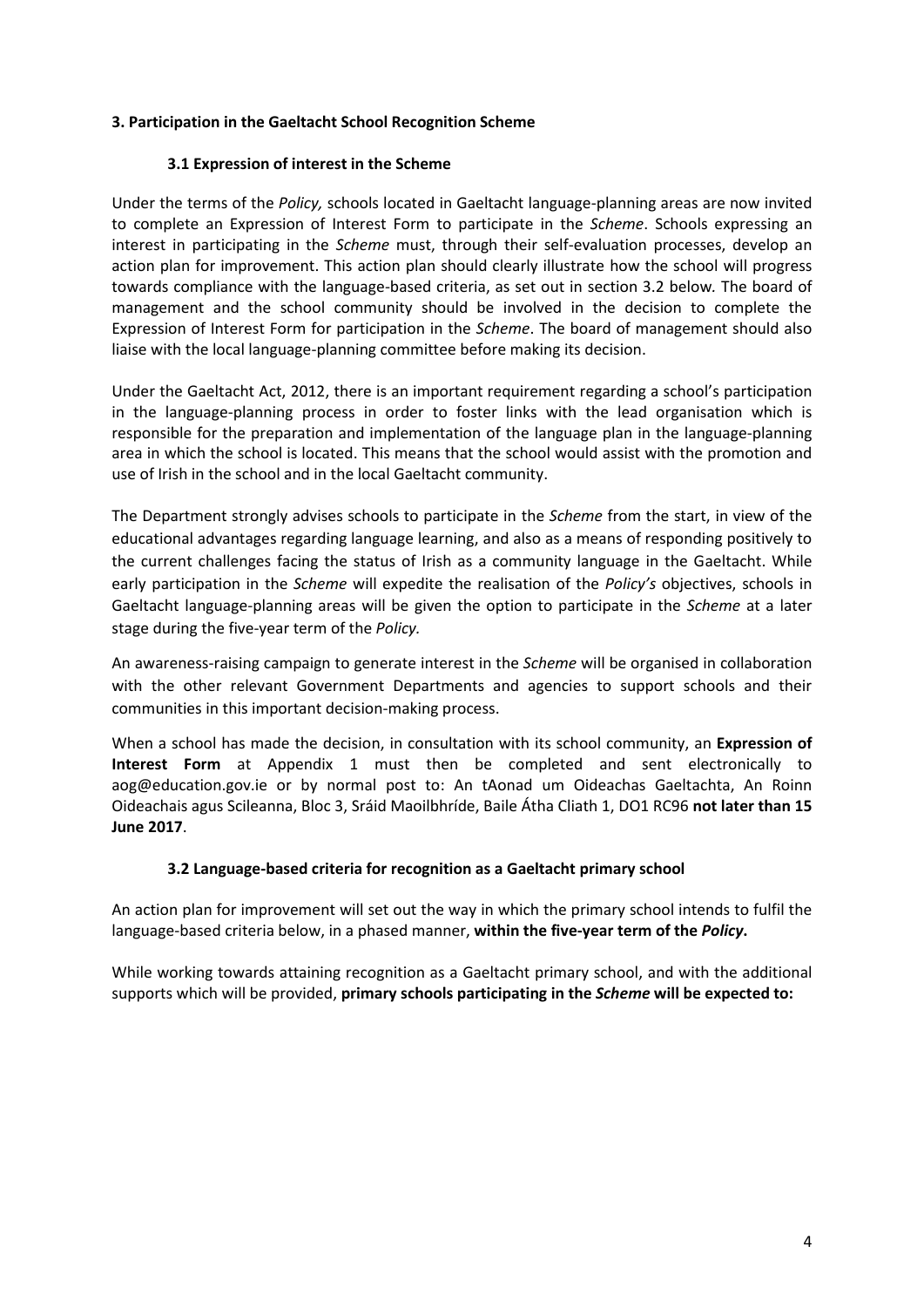## 3. Participation in the Gaeltacht School Recognition Scheme

### 3.1 Expression of interest in the Scheme

Under the terms of the *Policy,* schools located in Gaeltacht language-planning areas are now invited to complete an Expression of Interest Form to participate in the *Scheme*. Schools expressing an interest in participating in the *Scheme* must, through their self-evaluation processes, develop an action plan for improvement. This action plan should clearly illustrate how the school will progress towards compliance with the language-based criteria, as set out in section 3.2 below. The board of management and the school community should be involved in the decision to complete the Expression of Interest Form for participation in the *Scheme*. The board of management should also liaise with the local language-planning committee before making its decision.

Under the Gaeltacht Act, 2012, there is an important requirement regarding a school's participation in the language-planning process in order to foster links with the lead organisation which is responsible for the preparation and implementation of the language plan in the language-planning area in which the school is located. This means that the school would assist with the promotion and use of Irish in the school and in the local Gaeltacht community.

The Department strongly advises schools to participate in the *Scheme* from the start, in view of the educational advantages regarding language learning, and also as a means of responding positively to the current challenges facing the status of Irish as a community language in the Gaeltacht. While early participation in the *Scheme* will expedite the realisation of the *Policy's* objectives, schools in Gaeltacht language-planning areas will be given the option to participate in the *Scheme* at a later stage during the five-year term of the *Policy.*

An awareness-raising campaign to generate interest in the *Scheme* will be organised in collaboration with the other relevant Government Departments and agencies to support schools and their communities in this important decision-making process.

When a school has made the decision, in consultation with its school community, an **Expression of Interest Form** at Appendix 1 must then be completed and sent electronically to aog@education.gov.ie or by normal post to: An tAonad um Oideachas Gaeltachta, An Roinn Oideachais agus Scileanna, Bloc 3, Sráid Maoilbhríde, Baile Átha Cliath 1, DO1 RC96 **not later than 15 June 2017**.

### 3.2 Language-based criteria for recognition as a Gaeltacht primary school

An action plan for improvement will set out the way in which the primary school intends to fulfil the language-based criteria below, in a phased manner, **within the five-year term of the *Policy*.**

While working towards attaining recognition as a Gaeltacht primary school, and with the additional supports which will be provided, **primary schools participating in the *Scheme* will be expected to:**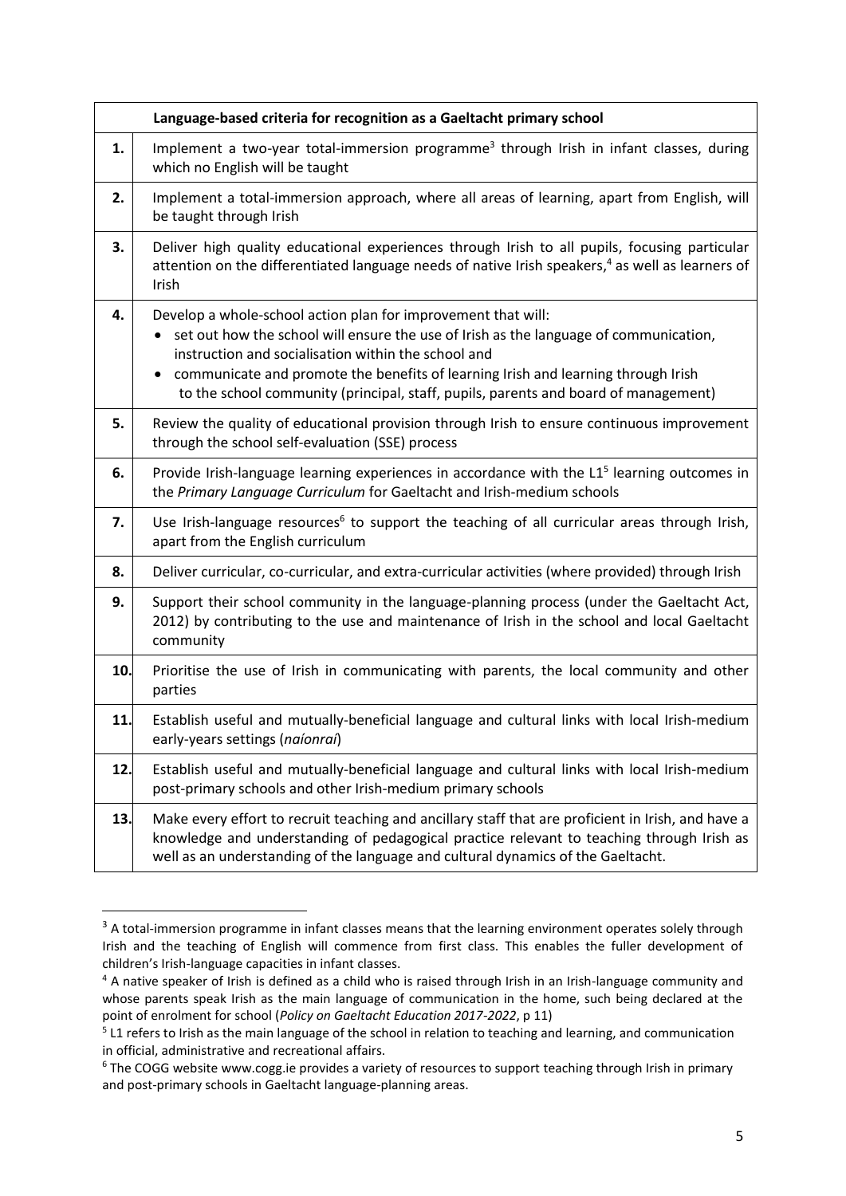| | Language-based criteria for recognition as a Gaeltacht primary school |
|---|---|
| **1.** | Implement a two-year total-immersion programme[3] through Irish in infant classes, during which no English will be taught |
| **2.** | Implement a total-immersion approach, where all areas of learning, apart from English, will be taught through Irish |
| **3.** | Deliver high quality educational experiences through Irish to all pupils, focusing particular attention on the differentiated language needs of native Irish speakers,[4] as well as learners of Irish |
| **4.** | Develop a whole-school action plan for improvement that will: <br>• set out how the school will ensure the use of Irish as the language of communication, instruction and socialisation within the school and <br>• communicate and promote the benefits of learning Irish and learning through Irish to the school community (principal, staff, pupils, parents and board of management) |
| **5.** | Review the quality of educational provision through Irish to ensure continuous improvement through the school self-evaluation (SSE) process |
| **6.** | Provide Irish-language learning experiences in accordance with the L1[5] learning outcomes in the *Primary Language Curriculum* for Gaeltacht and Irish-medium schools |
| **7.** | Use Irish-language resources[6] to support the teaching of all curricular areas through Irish, apart from the English curriculum |
| **8.** | Deliver curricular, co-curricular, and extra-curricular activities (where provided) through Irish |
| **9.** | Support their school community in the language-planning process (under the Gaeltacht Act, 2012) by contributing to the use and maintenance of Irish in the school and local Gaeltacht community |
| **10.** | Prioritise the use of Irish in communicating with parents, the local community and other parties |
| **11.** | Establish useful and mutually-beneficial language and cultural links with local Irish-medium early-years settings (*naíonraí*) |
| **12.** | Establish useful and mutually-beneficial language and cultural links with local Irish-medium post-primary schools and other Irish-medium primary schools |
| **13.** | Make every effort to recruit teaching and ancillary staff that are proficient in Irish, and have a knowledge and understanding of pedagogical practice relevant to teaching through Irish as well as an understanding of the language and cultural dynamics of the Gaeltacht. |

[3] A total-immersion programme in infant classes means that the learning environment operates solely through Irish and the teaching of English will commence from first class. This enables the fuller development of children's Irish-language capacities in infant classes.

[4] A native speaker of Irish is defined as a child who is raised through Irish in an Irish-language community and whose parents speak Irish as the main language of communication in the home, such being declared at the point of enrolment for school (*Policy on Gaeltacht Education 2017-2022*, p 11)

[5] L1 refers to Irish as the main language of the school in relation to teaching and learning, and communication in official, administrative and recreational affairs.

[6] The COGG website www.cogg.ie provides a variety of resources to support teaching through Irish in primary and post-primary schools in Gaeltacht language-planning areas.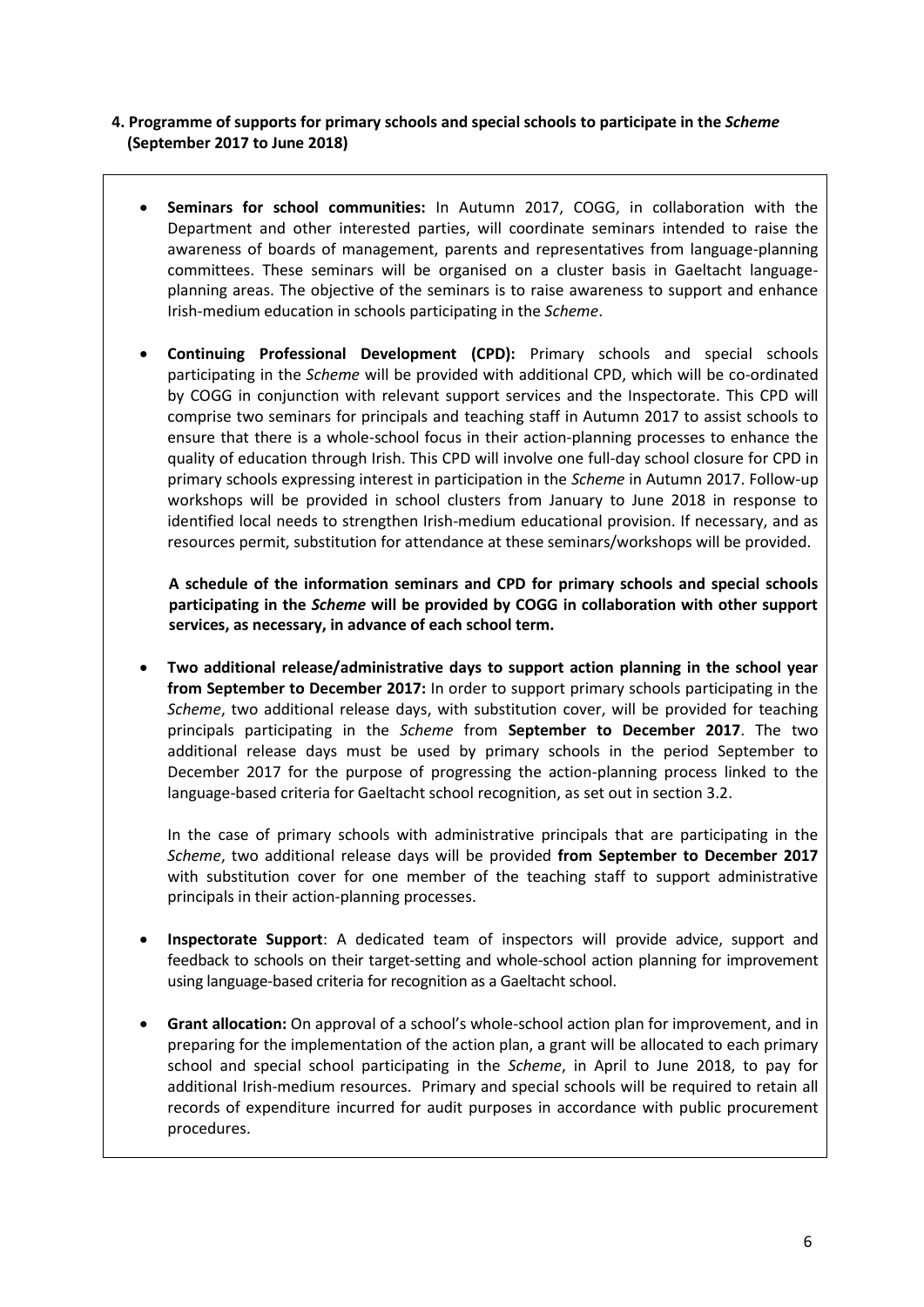## 4. Programme of supports for primary schools and special schools to participate in the *Scheme* (September 2017 to June 2018)

- **Seminars for school communities:** In Autumn 2017, COGG, in collaboration with the Department and other interested parties, will coordinate seminars intended to raise the awareness of boards of management, parents and representatives from language-planning committees. These seminars will be organised on a cluster basis in Gaeltacht language-planning areas. The objective of the seminars is to raise awareness to support and enhance Irish-medium education in schools participating in the *Scheme*.

- **Continuing Professional Development (CPD):** Primary schools and special schools participating in the *Scheme* will be provided with additional CPD, which will be co-ordinated by COGG in conjunction with relevant support services and the Inspectorate. This CPD will comprise two seminars for principals and teaching staff in Autumn 2017 to assist schools to ensure that there is a whole-school focus in their action-planning processes to enhance the quality of education through Irish. This CPD will involve one full-day school closure for CPD in primary schools expressing interest in participation in the *Scheme* in Autumn 2017. Follow-up workshops will be provided in school clusters from January to June 2018 in response to identified local needs to strengthen Irish-medium educational provision. If necessary, and as resources permit, substitution for attendance at these seminars/workshops will be provided.

  **A schedule of the information seminars and CPD for primary schools and special schools participating in the *Scheme* will be provided by COGG in collaboration with other support services, as necessary, in advance of each school term.**

- **Two additional release/administrative days to support action planning in the school year from September to December 2017:** In order to support primary schools participating in the *Scheme*, two additional release days, with substitution cover, will be provided for teaching principals participating in the *Scheme* from **September to December 2017**. The two additional release days must be used by primary schools in the period September to December 2017 for the purpose of progressing the action-planning process linked to the language-based criteria for Gaeltacht school recognition, as set out in section 3.2.

  In the case of primary schools with administrative principals that are participating in the *Scheme*, two additional release days will be provided **from September to December 2017** with substitution cover for one member of the teaching staff to support administrative principals in their action-planning processes.

- **Inspectorate Support**: A dedicated team of inspectors will provide advice, support and feedback to schools on their target-setting and whole-school action planning for improvement using language-based criteria for recognition as a Gaeltacht school.

- **Grant allocation:** On approval of a school's whole-school action plan for improvement, and in preparing for the implementation of the action plan, a grant will be allocated to each primary school and special school participating in the *Scheme*, in April to June 2018, to pay for additional Irish-medium resources. Primary and special schools will be required to retain all records of expenditure incurred for audit purposes in accordance with public procurement procedures.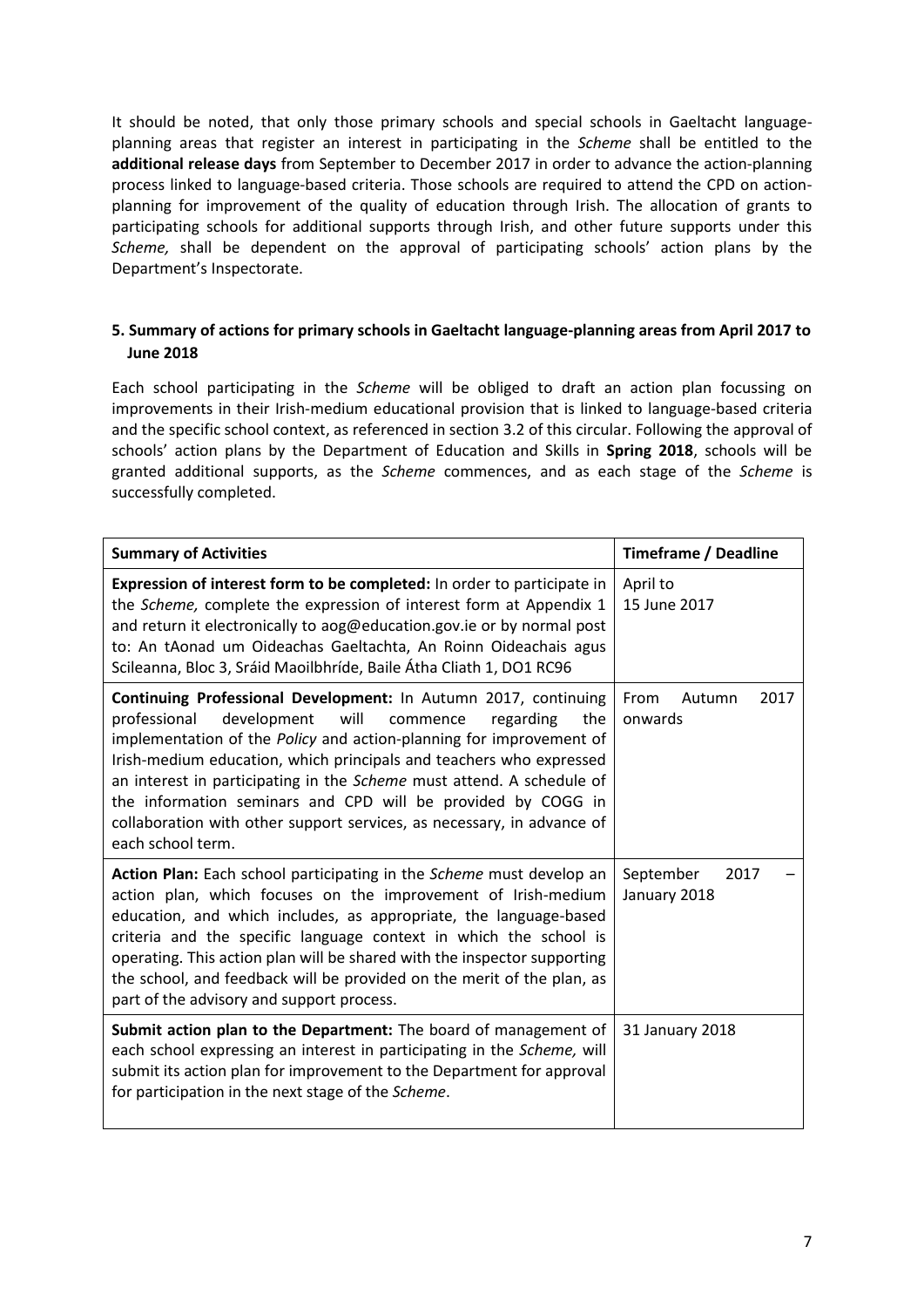It should be noted, that only those primary schools and special schools in Gaeltacht language-planning areas that register an interest in participating in the *Scheme* shall be entitled to the **additional release days** from September to December 2017 in order to advance the action-planning process linked to language-based criteria. Those schools are required to attend the CPD on action-planning for improvement of the quality of education through Irish. The allocation of grants to participating schools for additional supports through Irish, and other future supports under this *Scheme,* shall be dependent on the approval of participating schools' action plans by the Department's Inspectorate.

## 5. Summary of actions for primary schools in Gaeltacht language-planning areas from April 2017 to June 2018

Each school participating in the *Scheme* will be obliged to draft an action plan focussing on improvements in their Irish-medium educational provision that is linked to language-based criteria and the specific school context, as referenced in section 3.2 of this circular. Following the approval of schools' action plans by the Department of Education and Skills in **Spring 2018**, schools will be granted additional supports, as the *Scheme* commences, and as each stage of the *Scheme* is successfully completed.

| Summary of Activities | Timeframe / Deadline |
|---|---|
| **Expression of interest form to be completed:** In order to participate in the *Scheme,* complete the expression of interest form at Appendix 1 and return it electronically to aog@education.gov.ie or by normal post to: An tAonad um Oideachas Gaeltachta, An Roinn Oideachais agus Scileanna, Bloc 3, Sráid Maoilbhríde, Baile Átha Cliath 1, DO1 RC96 | April to 15 June 2017 |
| **Continuing Professional Development:** In Autumn 2017, continuing professional development will commence regarding the implementation of the *Policy* and action-planning for improvement of Irish-medium education, which principals and teachers who expressed an interest in participating in the *Scheme* must attend. A schedule of the information seminars and CPD will be provided by COGG in collaboration with other support services, as necessary, in advance of each school term. | From Autumn 2017 onwards |
| **Action Plan:** Each school participating in the *Scheme* must develop an action plan, which focuses on the improvement of Irish-medium education, and which includes, as appropriate, the language-based criteria and the specific language context in which the school is operating. This action plan will be shared with the inspector supporting the school, and feedback will be provided on the merit of the plan, as part of the advisory and support process. | September 2017 – January 2018 |
| **Submit action plan to the Department:** The board of management of each school expressing an interest in participating in the *Scheme,* will submit its action plan for improvement to the Department for approval for participation in the next stage of the *Scheme*. | 31 January 2018 |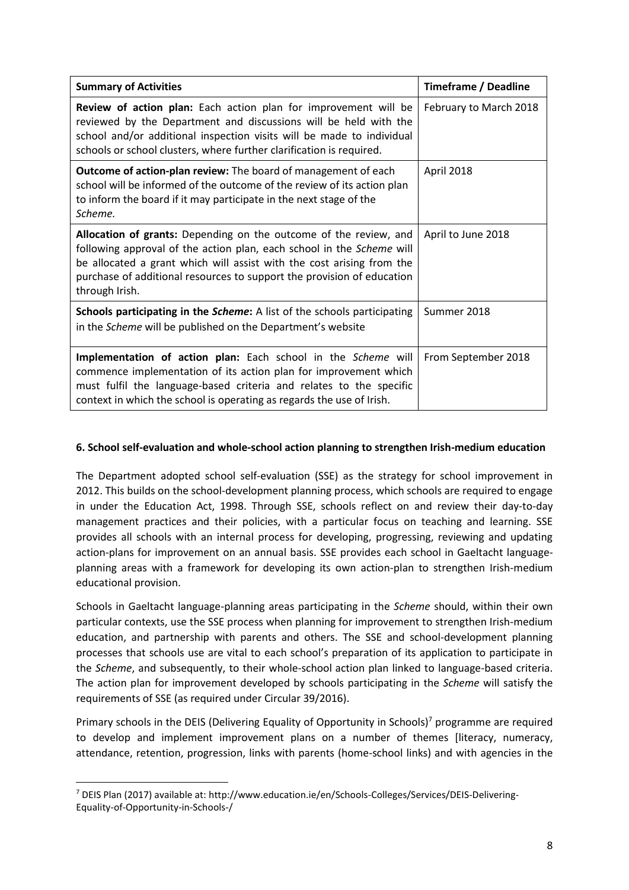| **Summary of Activities** | **Timeframe / Deadline** |
|---|---|
| **Review of action plan:** Each action plan for improvement will be reviewed by the Department and discussions will be held with the school and/or additional inspection visits will be made to individual schools or school clusters, where further clarification is required. | February to March 2018 |
| **Outcome of action-plan review:** The board of management of each school will be informed of the outcome of the review of its action plan to inform the board if it may participate in the next stage of the *Scheme.* | April 2018 |
| **Allocation of grants:** Depending on the outcome of the review, and following approval of the action plan, each school in the *Scheme* will be allocated a grant which will assist with the cost arising from the purchase of additional resources to support the provision of education through Irish. | April to June 2018 |
| **Schools participating in the *Scheme*:** A list of the schools participating in the *Scheme* will be published on the Department's website | Summer 2018 |
| **Implementation of action plan:** Each school in the *Scheme* will commence implementation of its action plan for improvement which must fulfil the language-based criteria and relates to the specific context in which the school is operating as regards the use of Irish. | From September 2018 |

## 6. School self-evaluation and whole-school action planning to strengthen Irish-medium education

The Department adopted school self-evaluation (SSE) as the strategy for school improvement in 2012. This builds on the school-development planning process, which schools are required to engage in under the Education Act, 1998. Through SSE, schools reflect on and review their day-to-day management practices and their policies, with a particular focus on teaching and learning. SSE provides all schools with an internal process for developing, progressing, reviewing and updating action-plans for improvement on an annual basis. SSE provides each school in Gaeltacht language-planning areas with a framework for developing its own action-plan to strengthen Irish-medium educational provision.

Schools in Gaeltacht language-planning areas participating in the *Scheme* should, within their own particular contexts, use the SSE process when planning for improvement to strengthen Irish-medium education, and partnership with parents and others. The SSE and school-development planning processes that schools use are vital to each school's preparation of its application to participate in the *Scheme*, and subsequently, to their whole-school action plan linked to language-based criteria. The action plan for improvement developed by schools participating in the *Scheme* will satisfy the requirements of SSE (as required under Circular 39/2016).

Primary schools in the DEIS (Delivering Equality of Opportunity in Schools)[7] programme are required to develop and implement improvement plans on a number of themes [literacy, numeracy, attendance, retention, progression, links with parents (home-school links) and with agencies in the

[7] DEIS Plan (2017) available at: http://www.education.ie/en/Schools-Colleges/Services/DEIS-Delivering-Equality-of-Opportunity-in-Schools-/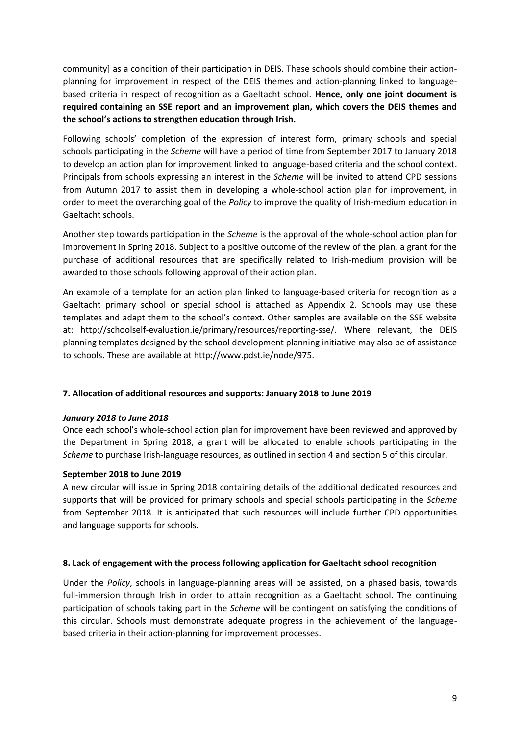community] as a condition of their participation in DEIS. These schools should combine their action-planning for improvement in respect of the DEIS themes and action-planning linked to language-based criteria in respect of recognition as a Gaeltacht school. **Hence, only one joint document is required containing an SSE report and an improvement plan, which covers the DEIS themes and the school's actions to strengthen education through Irish.**

Following schools' completion of the expression of interest form, primary schools and special schools participating in the *Scheme* will have a period of time from September 2017 to January 2018 to develop an action plan for improvement linked to language-based criteria and the school context. Principals from schools expressing an interest in the *Scheme* will be invited to attend CPD sessions from Autumn 2017 to assist them in developing a whole-school action plan for improvement, in order to meet the overarching goal of the *Policy* to improve the quality of Irish-medium education in Gaeltacht schools.

Another step towards participation in the *Scheme* is the approval of the whole-school action plan for improvement in Spring 2018. Subject to a positive outcome of the review of the plan, a grant for the purchase of additional resources that are specifically related to Irish-medium provision will be awarded to those schools following approval of their action plan.

An example of a template for an action plan linked to language-based criteria for recognition as a Gaeltacht primary school or special school is attached as Appendix 2. Schools may use these templates and adapt them to the school's context. Other samples are available on the SSE website at: http://schoolself-evaluation.ie/primary/resources/reporting-sse/. Where relevant, the DEIS planning templates designed by the school development planning initiative may also be of assistance to schools. These are available at http://www.pdst.ie/node/975.

## 7. Allocation of additional resources and supports: January 2018 to June 2019

### *January 2018 to June 2018*

Once each school's whole-school action plan for improvement have been reviewed and approved by the Department in Spring 2018, a grant will be allocated to enable schools participating in the *Scheme* to purchase Irish-language resources, as outlined in section 4 and section 5 of this circular.

### September 2018 to June 2019

A new circular will issue in Spring 2018 containing details of the additional dedicated resources and supports that will be provided for primary schools and special schools participating in the *Scheme* from September 2018. It is anticipated that such resources will include further CPD opportunities and language supports for schools.

## 8. Lack of engagement with the process following application for Gaeltacht school recognition

Under the *Policy*, schools in language-planning areas will be assisted, on a phased basis, towards full-immersion through Irish in order to attain recognition as a Gaeltacht school. The continuing participation of schools taking part in the *Scheme* will be contingent on satisfying the conditions of this circular. Schools must demonstrate adequate progress in the achievement of the language-based criteria in their action-planning for improvement processes.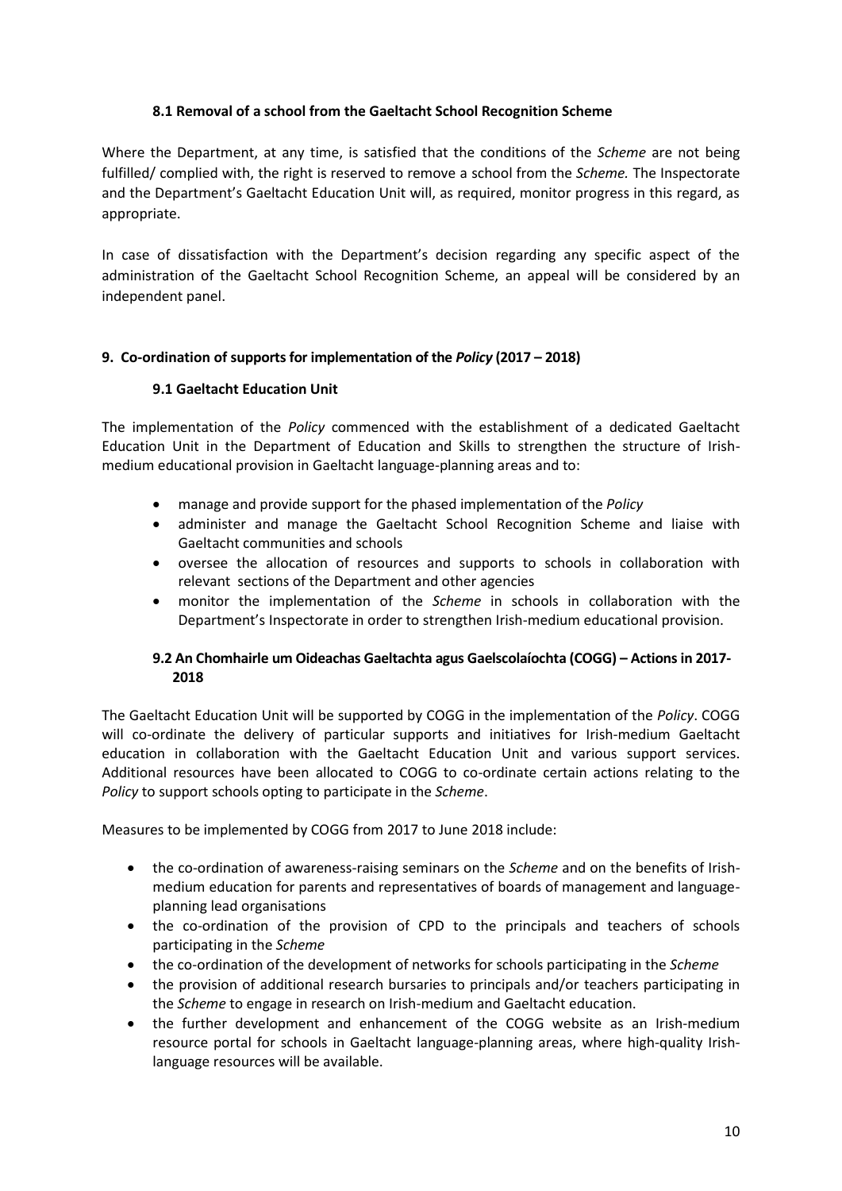### 8.1 Removal of a school from the Gaeltacht School Recognition Scheme

Where the Department, at any time, is satisfied that the conditions of the *Scheme* are not being fulfilled/ complied with, the right is reserved to remove a school from the *Scheme.* The Inspectorate and the Department's Gaeltacht Education Unit will, as required, monitor progress in this regard, as appropriate.

In case of dissatisfaction with the Department's decision regarding any specific aspect of the administration of the Gaeltacht School Recognition Scheme, an appeal will be considered by an independent panel.

## 9. Co-ordination of supports for implementation of the *Policy* (2017 – 2018)

### 9.1 Gaeltacht Education Unit

The implementation of the *Policy* commenced with the establishment of a dedicated Gaeltacht Education Unit in the Department of Education and Skills to strengthen the structure of Irish-medium educational provision in Gaeltacht language-planning areas and to:

- manage and provide support for the phased implementation of the *Policy*
- administer and manage the Gaeltacht School Recognition Scheme and liaise with Gaeltacht communities and schools
- oversee the allocation of resources and supports to schools in collaboration with relevant sections of the Department and other agencies
- monitor the implementation of the *Scheme* in schools in collaboration with the Department's Inspectorate in order to strengthen Irish-medium educational provision.

### 9.2 An Chomhairle um Oideachas Gaeltachta agus Gaelscolaíochta (COGG) – Actions in 2017-2018

The Gaeltacht Education Unit will be supported by COGG in the implementation of the *Policy*. COGG will co-ordinate the delivery of particular supports and initiatives for Irish-medium Gaeltacht education in collaboration with the Gaeltacht Education Unit and various support services. Additional resources have been allocated to COGG to co-ordinate certain actions relating to the *Policy* to support schools opting to participate in the *Scheme*.

Measures to be implemented by COGG from 2017 to June 2018 include:

- the co-ordination of awareness-raising seminars on the *Scheme* and on the benefits of Irish-medium education for parents and representatives of boards of management and language-planning lead organisations
- the co-ordination of the provision of CPD to the principals and teachers of schools participating in the *Scheme*
- the co-ordination of the development of networks for schools participating in the *Scheme*
- the provision of additional research bursaries to principals and/or teachers participating in the *Scheme* to engage in research on Irish-medium and Gaeltacht education.
- the further development and enhancement of the COGG website as an Irish-medium resource portal for schools in Gaeltacht language-planning areas, where high-quality Irish-language resources will be available.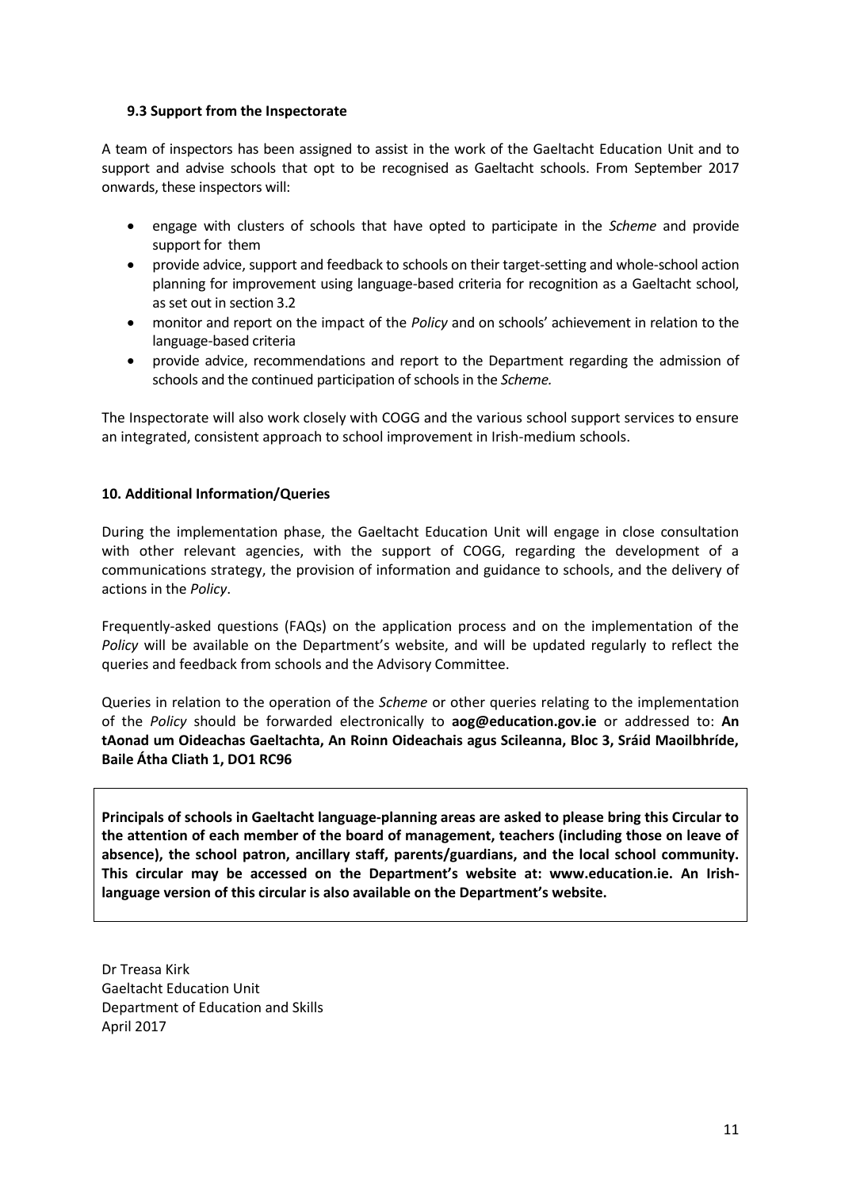### 9.3 Support from the Inspectorate

A team of inspectors has been assigned to assist in the work of the Gaeltacht Education Unit and to support and advise schools that opt to be recognised as Gaeltacht schools. From September 2017 onwards, these inspectors will:

- engage with clusters of schools that have opted to participate in the *Scheme* and provide support for them
- provide advice, support and feedback to schools on their target-setting and whole-school action planning for improvement using language-based criteria for recognition as a Gaeltacht school, as set out in section 3.2
- monitor and report on the impact of the *Policy* and on schools' achievement in relation to the language-based criteria
- provide advice, recommendations and report to the Department regarding the admission of schools and the continued participation of schools in the *Scheme.*

The Inspectorate will also work closely with COGG and the various school support services to ensure an integrated, consistent approach to school improvement in Irish-medium schools.

## 10. Additional Information/Queries

During the implementation phase, the Gaeltacht Education Unit will engage in close consultation with other relevant agencies, with the support of COGG, regarding the development of a communications strategy, the provision of information and guidance to schools, and the delivery of actions in the *Policy*.

Frequently-asked questions (FAQs) on the application process and on the implementation of the *Policy* will be available on the Department's website, and will be updated regularly to reflect the queries and feedback from schools and the Advisory Committee.

Queries in relation to the operation of the *Scheme* or other queries relating to the implementation of the *Policy* should be forwarded electronically to **aog@education.gov.ie** or addressed to: **An tAonad um Oideachas Gaeltachta, An Roinn Oideachais agus Scileanna, Bloc 3, Sráid Maoilbhríde, Baile Átha Cliath 1, DO1 RC96**

**Principals of schools in Gaeltacht language-planning areas are asked to please bring this Circular to the attention of each member of the board of management, teachers (including those on leave of absence), the school patron, ancillary staff, parents/guardians, and the local school community. This circular may be accessed on the Department's website at: www.education.ie. An Irish-language version of this circular is also available on the Department's website.**

Dr Treasa Kirk
Gaeltacht Education Unit
Department of Education and Skills
April 2017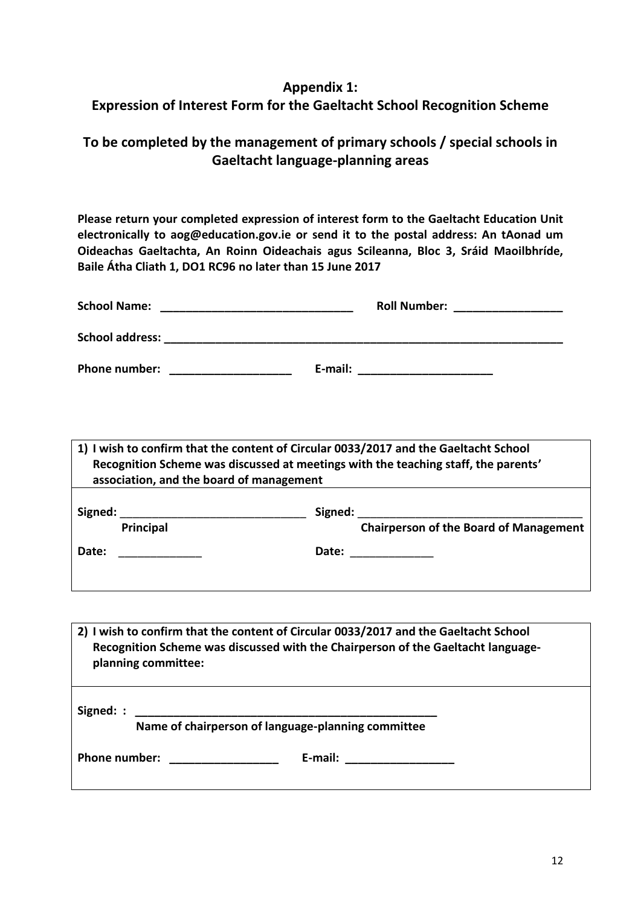## Appendix 1:
## Expression of Interest Form for the Gaeltacht School Recognition Scheme

### To be completed by the management of primary schools / special schools in Gaeltacht language-planning areas

**Please return your completed expression of interest form to the Gaeltacht Education Unit electronically to aog@education.gov.ie or send it to the postal address: An tAonad um Oideachas Gaeltachta, An Roinn Oideachais agus Scileanna, Bloc 3, Sráid Maoilbhríde, Baile Átha Cliath 1, DO1 RC96 no later than 15 June 2017**

**School Name:** ______________________________ **Roll Number:** _________________

**School address:** _________________________________________________________________

**Phone number:** ___________________ **E-mail:** _____________________

---

**1) I wish to confirm that the content of Circular 0033/2017 and the Gaeltacht School Recognition Scheme was discussed at meetings with the teaching staff, the parents' association, and the board of management**

**Signed:** ______________________________ **Signed:** ____________________________________
**Principal** **Chairperson of the Board of Management**

**Date:** _____________ **Date:** _____________

---

**2) I wish to confirm that the content of Circular 0033/2017 and the Gaeltacht School Recognition Scheme was discussed with the Chairperson of the Gaeltacht language-planning committee:**

**Signed: :** _________________________________________________
**Name of chairperson of language-planning committee**

**Phone number:** _________________ **E-mail:** _________________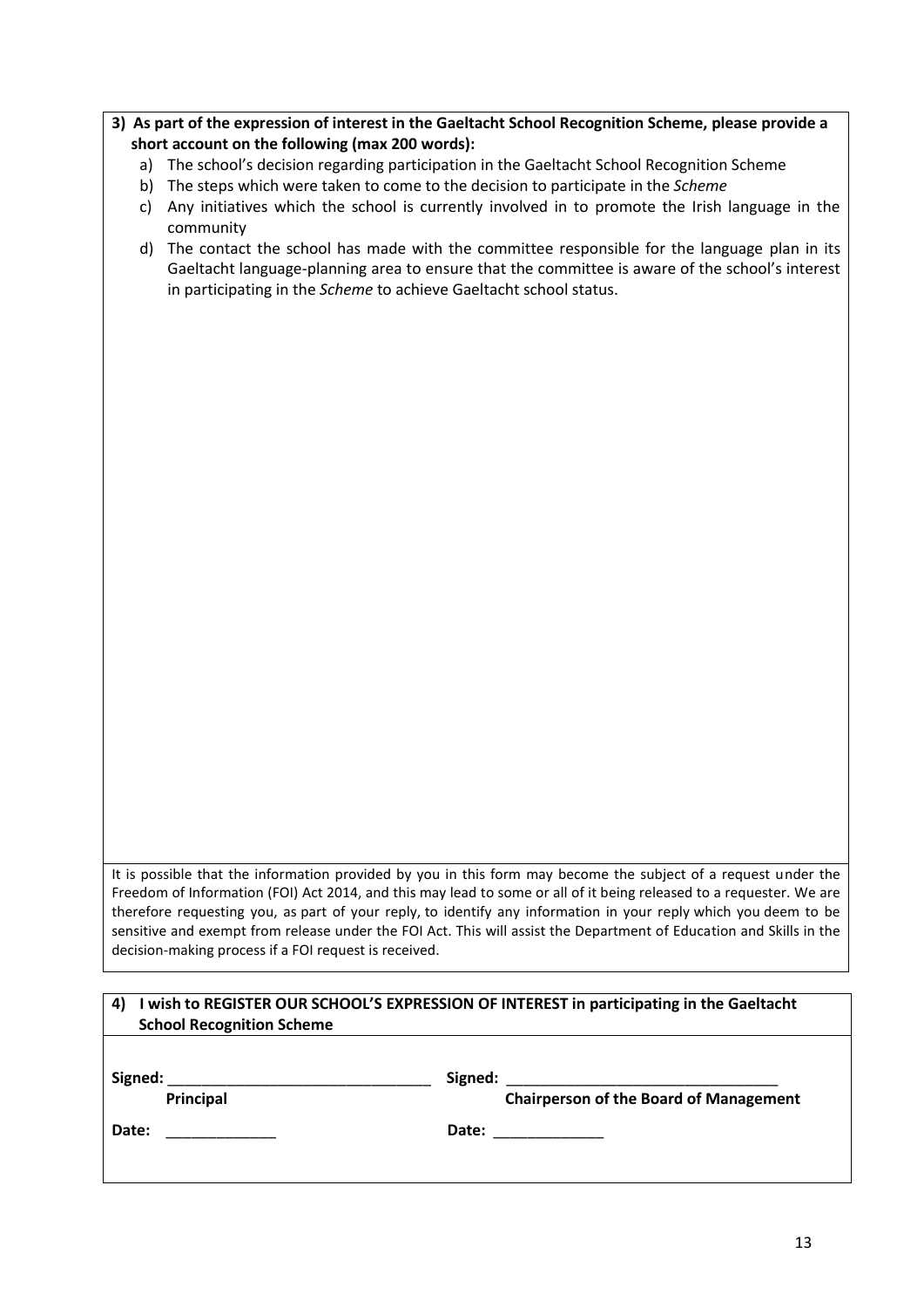**3) As part of the expression of interest in the Gaeltacht School Recognition Scheme, please provide a short account on the following (max 200 words):**

a) The school's decision regarding participation in the Gaeltacht School Recognition Scheme
b) The steps which were taken to come to the decision to participate in the *Scheme*
c) Any initiatives which the school is currently involved in to promote the Irish language in the community
d) The contact the school has made with the committee responsible for the language plan in its Gaeltacht language-planning area to ensure that the committee is aware of the school's interest in participating in the *Scheme* to achieve Gaeltacht school status.

It is possible that the information provided by you in this form may become the subject of a request under the Freedom of Information (FOI) Act 2014, and this may lead to some or all of it being released to a requester. We are therefore requesting you, as part of your reply, to identify any information in your reply which you deem to be sensitive and exempt from release under the FOI Act. This will assist the Department of Education and Skills in the decision-making process if a FOI request is received.

**4) I wish to REGISTER OUR SCHOOL'S EXPRESSION OF INTEREST in participating in the Gaeltacht School Recognition Scheme**

**Signed:** ______________________________ **Signed:** ______________________________

**Principal** **Chairperson of the Board of Management**

**Date:** _____________ **Date:** _____________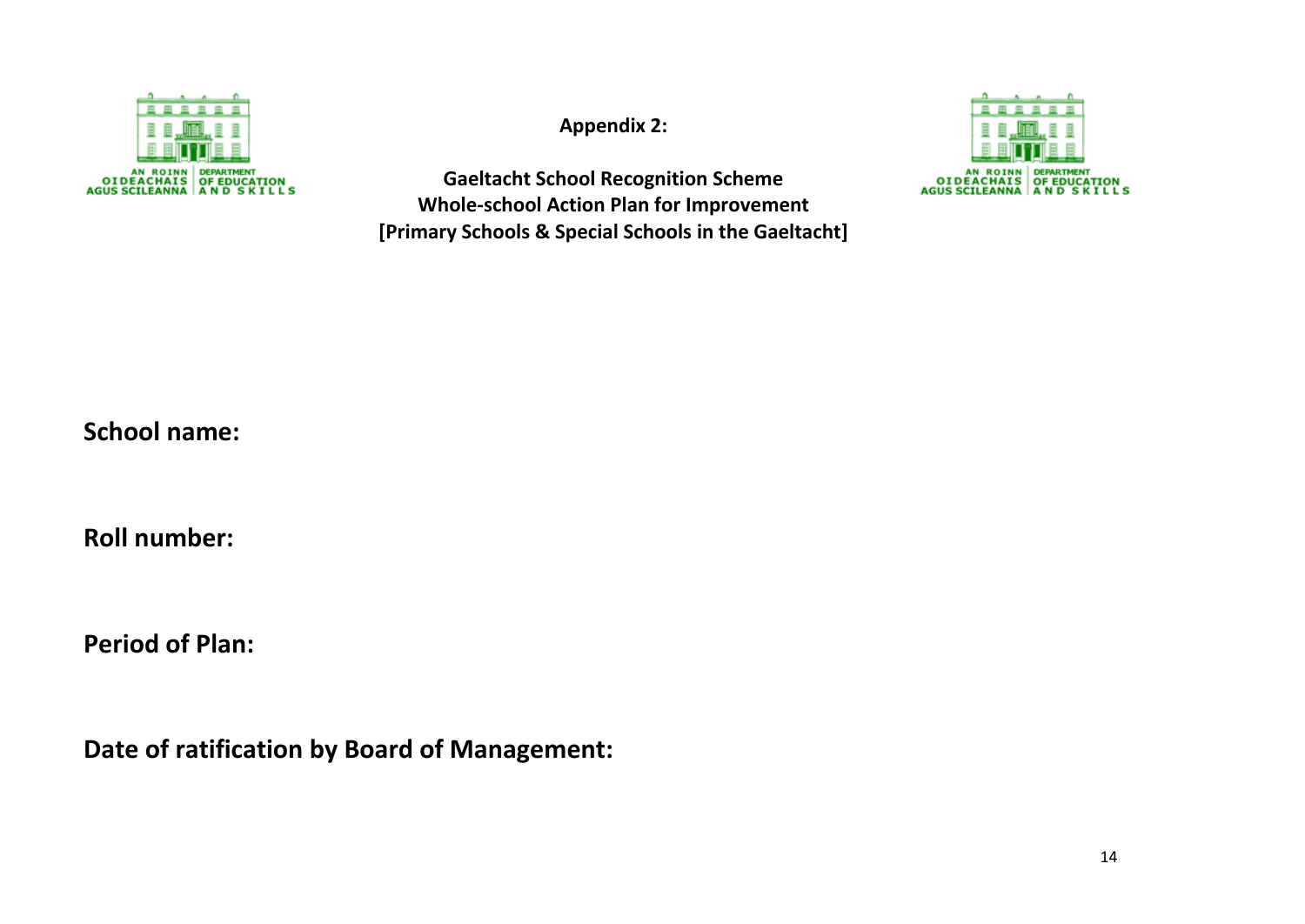**Appendix 2:**

**Gaeltacht School Recognition Scheme**
**Whole-school Action Plan for Improvement**
**[Primary Schools & Special Schools in the Gaeltacht]**

**School name:**

**Roll number:**

**Period of Plan:**

**Date of ratification by Board of Management:**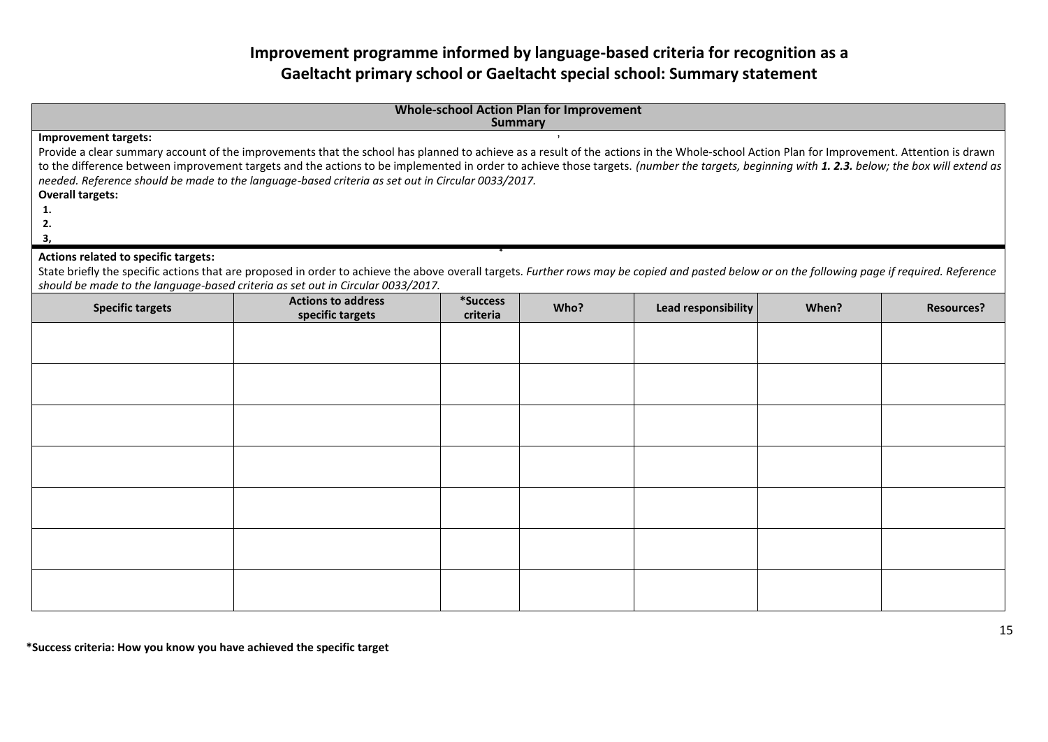# Improvement programme informed by language-based criteria for recognition as a Gaeltacht primary school or Gaeltacht special school: Summary statement

**Whole-school Action Plan for Improvement**
**Summary**

**Improvement targets:**

Provide a clear summary account of the improvements that the school has planned to achieve as a result of the actions in the Whole-school Action Plan for Improvement. Attention is drawn to the difference between improvement targets and the actions to be implemented in order to achieve those targets. *(number the targets, beginning with **1. 2.3.** below; the box will extend as needed. Reference should be made to the language-based criteria as set out in Circular 0033/2017.*

**Overall targets:**

**1.**
**2.**
**3,**

**Actions related to specific targets:**

State briefly the specific actions that are proposed in order to achieve the above overall targets. *Further rows may be copied and pasted below or on the following page if required. Reference should be made to the language-based criteria as set out in Circular 0033/2017.*

| Specific targets | Actions to address specific targets | *Success criteria | Who? | Lead responsibility | When? | Resources? |
|---|---|---|---|---|---|---|
| | | | | | | |
| | | | | | | |
| | | | | | | |
| | | | | | | |
| | | | | | | |
| | | | | | | |
| | | | | | | |

***Success criteria: How you know you have achieved the specific target**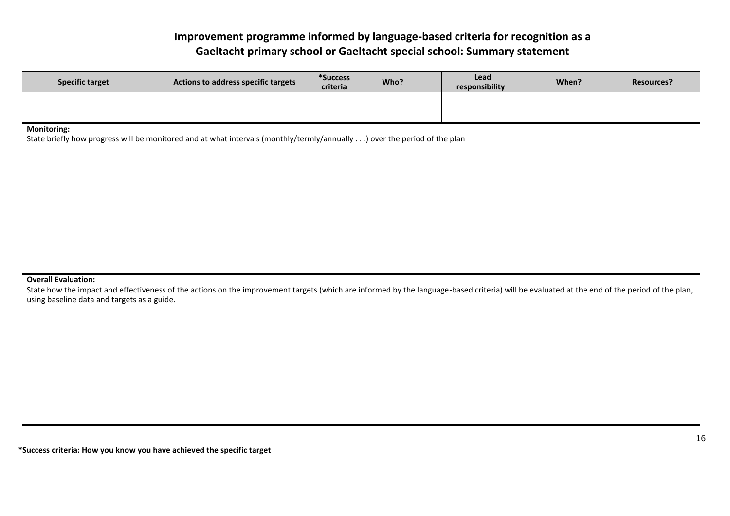# Improvement programme informed by language-based criteria for recognition as a Gaeltacht primary school or Gaeltacht special school: Summary statement

| Specific target | Actions to address specific targets | *Success criteria | Who? | Lead responsibility | When? | Resources? |
|---|---|---|---|---|---|---|
| | | | | | | |

**Monitoring:**

State briefly how progress will be monitored and at what intervals (monthly/termly/annually . . .) over the period of the plan

**Overall Evaluation:**

State how the impact and effectiveness of the actions on the improvement targets (which are informed by the language-based criteria) will be evaluated at the end of the period of the plan, using baseline data and targets as a guide.

**\*Success criteria: How you know you have achieved the specific target**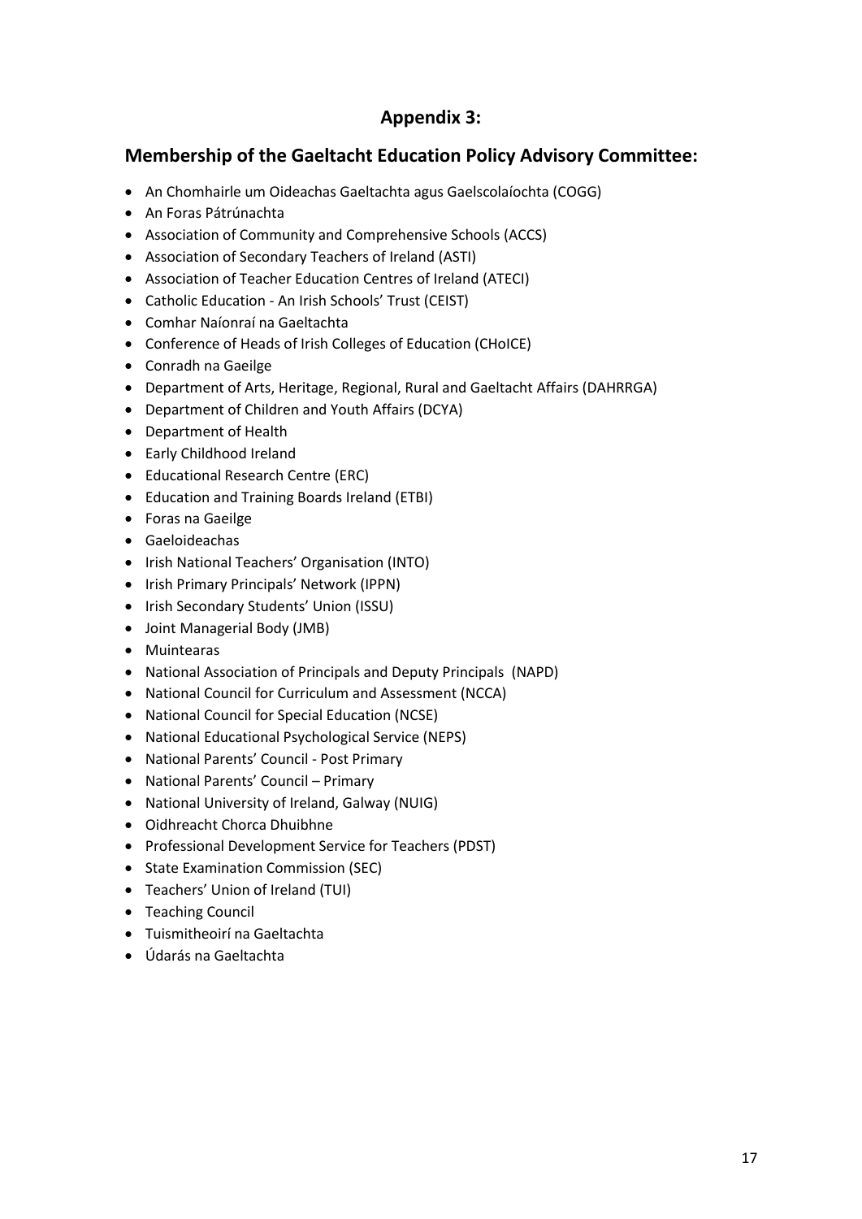## Appendix 3:

## Membership of the Gaeltacht Education Policy Advisory Committee:

- An Chomhairle um Oideachas Gaeltachta agus Gaelscolaíochta (COGG)
- An Foras Pátrúnachta
- Association of Community and Comprehensive Schools (ACCS)
- Association of Secondary Teachers of Ireland (ASTI)
- Association of Teacher Education Centres of Ireland (ATECI)
- Catholic Education - An Irish Schools' Trust (CEIST)
- Comhar Naíonraí na Gaeltachta
- Conference of Heads of Irish Colleges of Education (CHoICE)
- Conradh na Gaeilge
- Department of Arts, Heritage, Regional, Rural and Gaeltacht Affairs (DAHRRGA)
- Department of Children and Youth Affairs (DCYA)
- Department of Health
- Early Childhood Ireland
- Educational Research Centre (ERC)
- Education and Training Boards Ireland (ETBI)
- Foras na Gaeilge
- Gaeloideachas
- Irish National Teachers' Organisation (INTO)
- Irish Primary Principals' Network (IPPN)
- Irish Secondary Students' Union (ISSU)
- Joint Managerial Body (JMB)
- Muintearas
- National Association of Principals and Deputy Principals (NAPD)
- National Council for Curriculum and Assessment (NCCA)
- National Council for Special Education (NCSE)
- National Educational Psychological Service (NEPS)
- National Parents' Council - Post Primary
- National Parents' Council – Primary
- National University of Ireland, Galway (NUIG)
- Oidhreacht Chorca Dhuibhne
- Professional Development Service for Teachers (PDST)
- State Examination Commission (SEC)
- Teachers' Union of Ireland (TUI)
- Teaching Council
- Tuismitheoirí na Gaeltachta
- Údarás na Gaeltachta